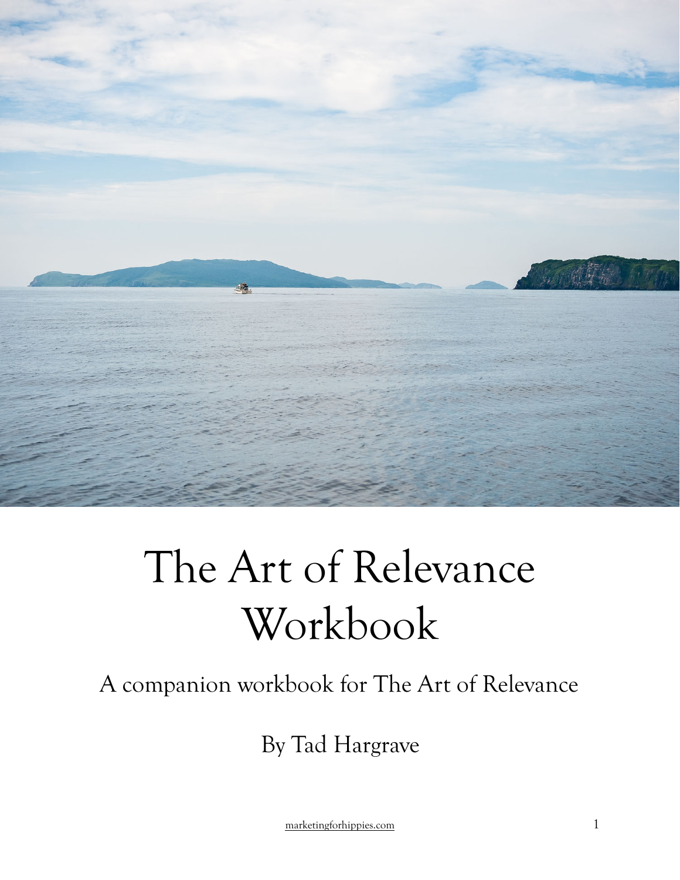# The Art of Relevance Workbook

A companion workbook for The Art of Relevance

By Tad Hargrave

marketingforhippies.com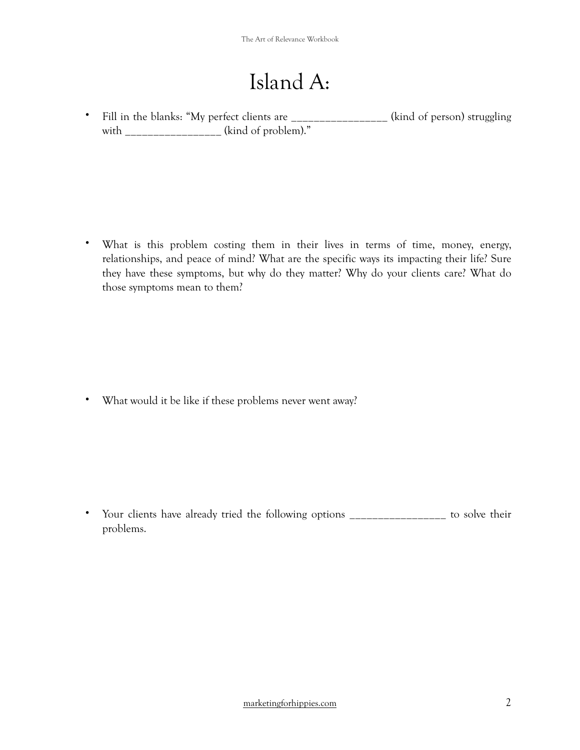# Island A:

- Fill in the blanks: "My perfect clients are ________________ (kind of person) struggling with ________________ (kind of problem)."

- What is this problem costing them in their lives in terms of time, money, energy, relationships, and peace of mind? What are the specific ways its impacting their life? Sure they have these symptoms, but why do they matter? Why do your clients care? What do those symptoms mean to them?

- What would it be like if these problems never went away?

- Your clients have already tried the following options ________________ to solve their problems.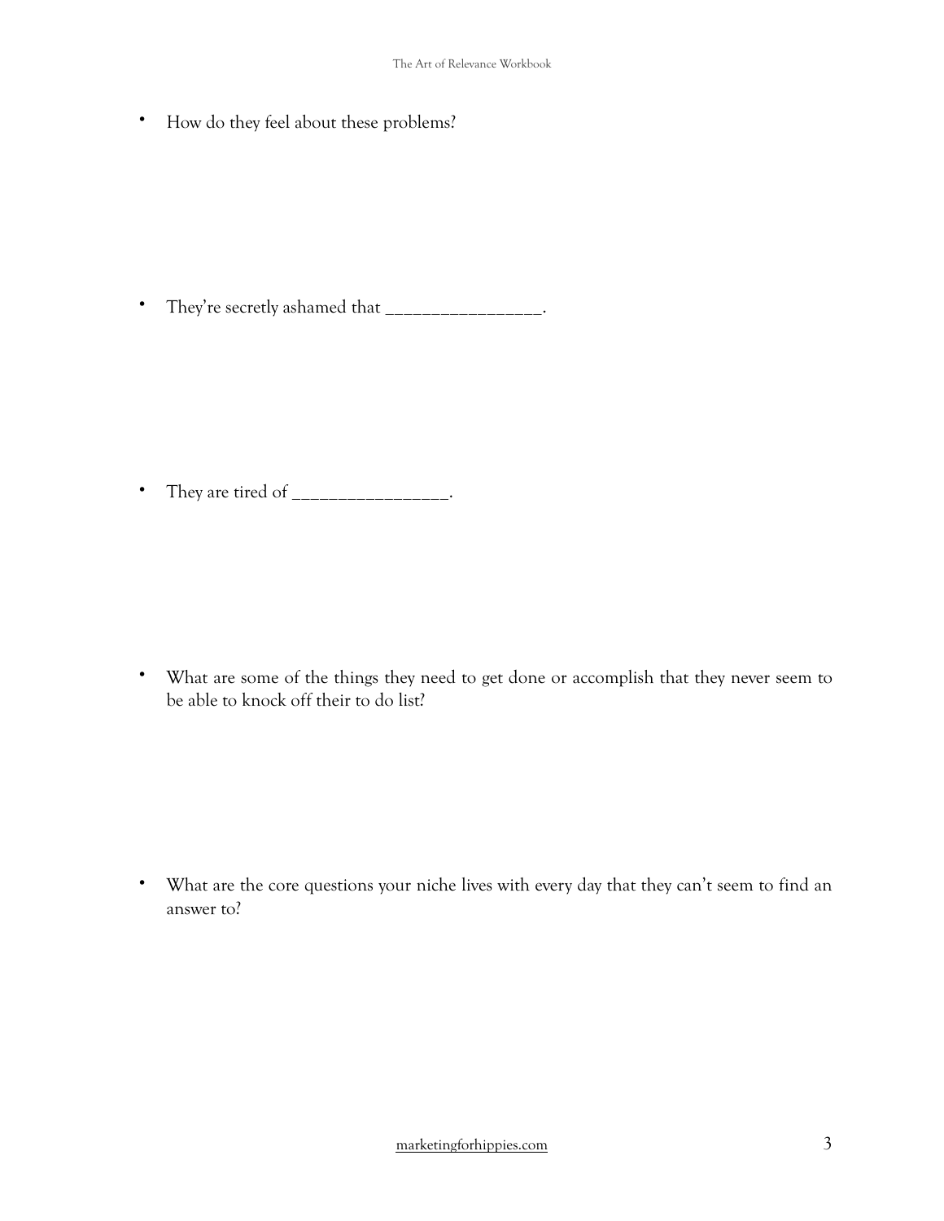- How do they feel about these problems?

- They're secretly ashamed that _________________.

- They are tired of _________________.

- What are some of the things they need to get done or accomplish that they never seem to be able to knock off their to do list?

- What are the core questions your niche lives with every day that they can't seem to find an answer to?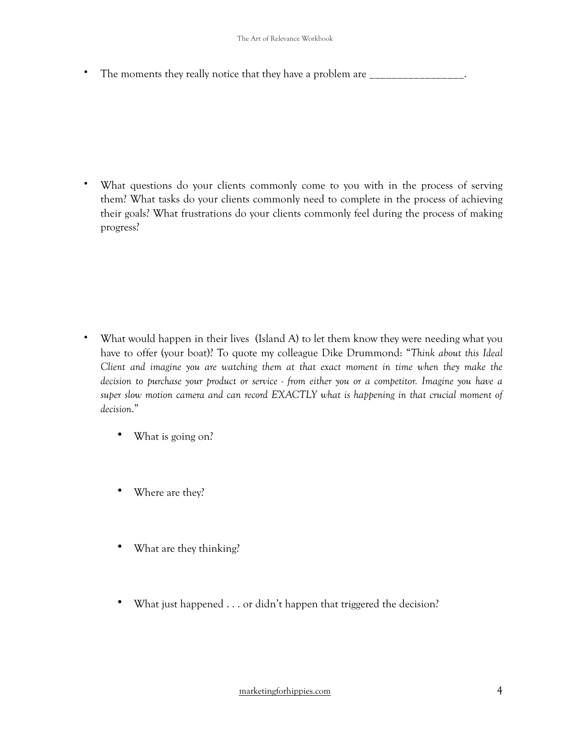- The moments they really notice that they have a problem are _________________.

- What questions do your clients commonly come to you with in the process of serving them? What tasks do your clients commonly need to complete in the process of achieving their goals? What frustrations do your clients commonly feel during the process of making progress?

- What would happen in their lives (Island A) to let them know they were needing what you have to offer (your boat)? To quote my colleague Dike Drummond: "*Think about this Ideal Client and imagine you are watching them at that exact moment in time when they make the decision to purchase your product or service - from either you or a competitor. Imagine you have a super slow motion camera and can record EXACTLY what is happening in that crucial moment of decision*."

    - What is going on?

    - Where are they?

    - What are they thinking?

    - What just happened . . . or didn't happen that triggered the decision?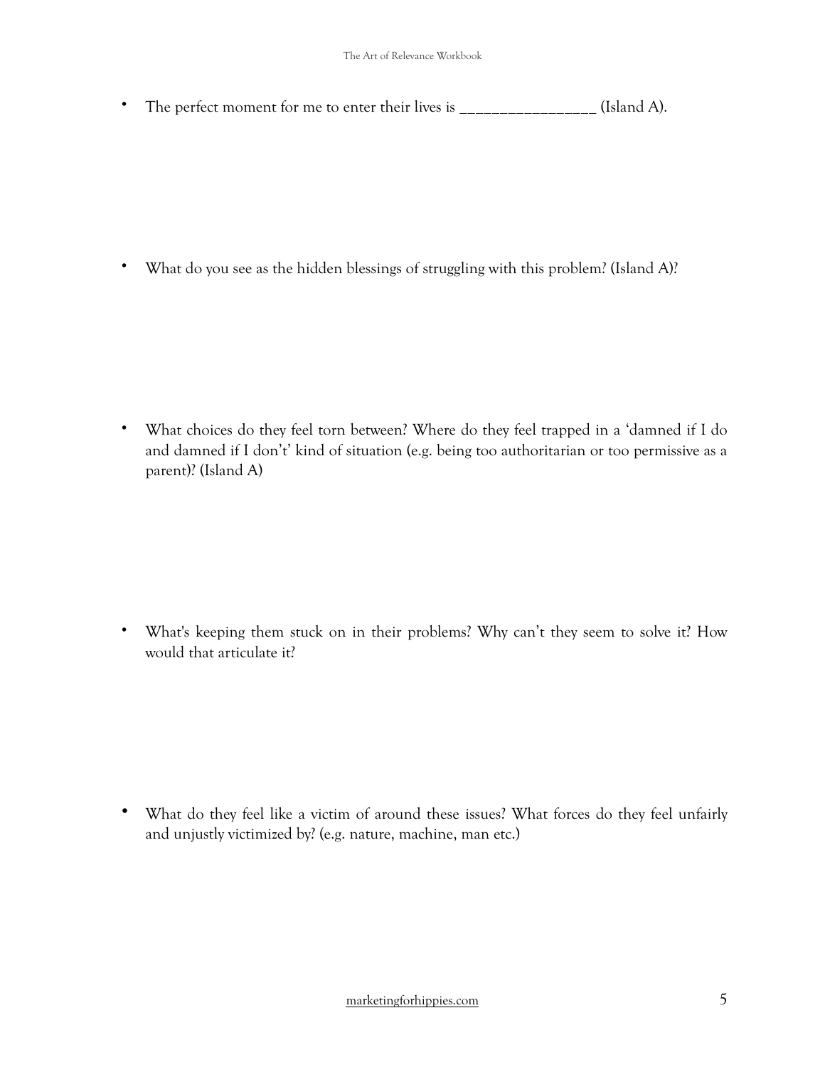- The perfect moment for me to enter their lives is _________________ (Island A).

- What do you see as the hidden blessings of struggling with this problem? (Island A)?

- What choices do they feel torn between? Where do they feel trapped in a 'damned if I do and damned if I don't' kind of situation (e.g. being too authoritarian or too permissive as a parent)? (Island A)

- What's keeping them stuck on in their problems? Why can't they seem to solve it? How would that articulate it?

- What do they feel like a victim of around these issues? What forces do they feel unfairly and unjustly victimized by? (e.g. nature, machine, man etc.)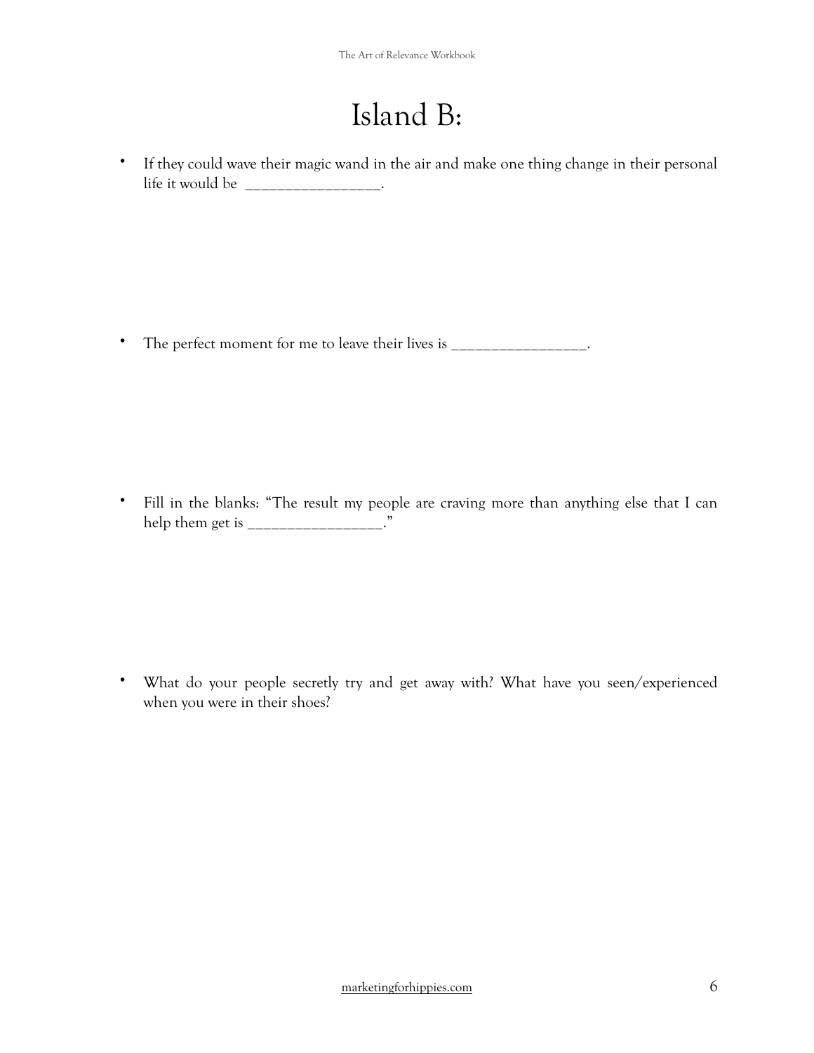# Island B:

- If they could wave their magic wand in the air and make one thing change in their personal life it would be _________________.

- The perfect moment for me to leave their lives is _________________.

- Fill in the blanks: "The result my people are craving more than anything else that I can help them get is _________________."

- What do your people secretly try and get away with? What have you seen/experienced when you were in their shoes?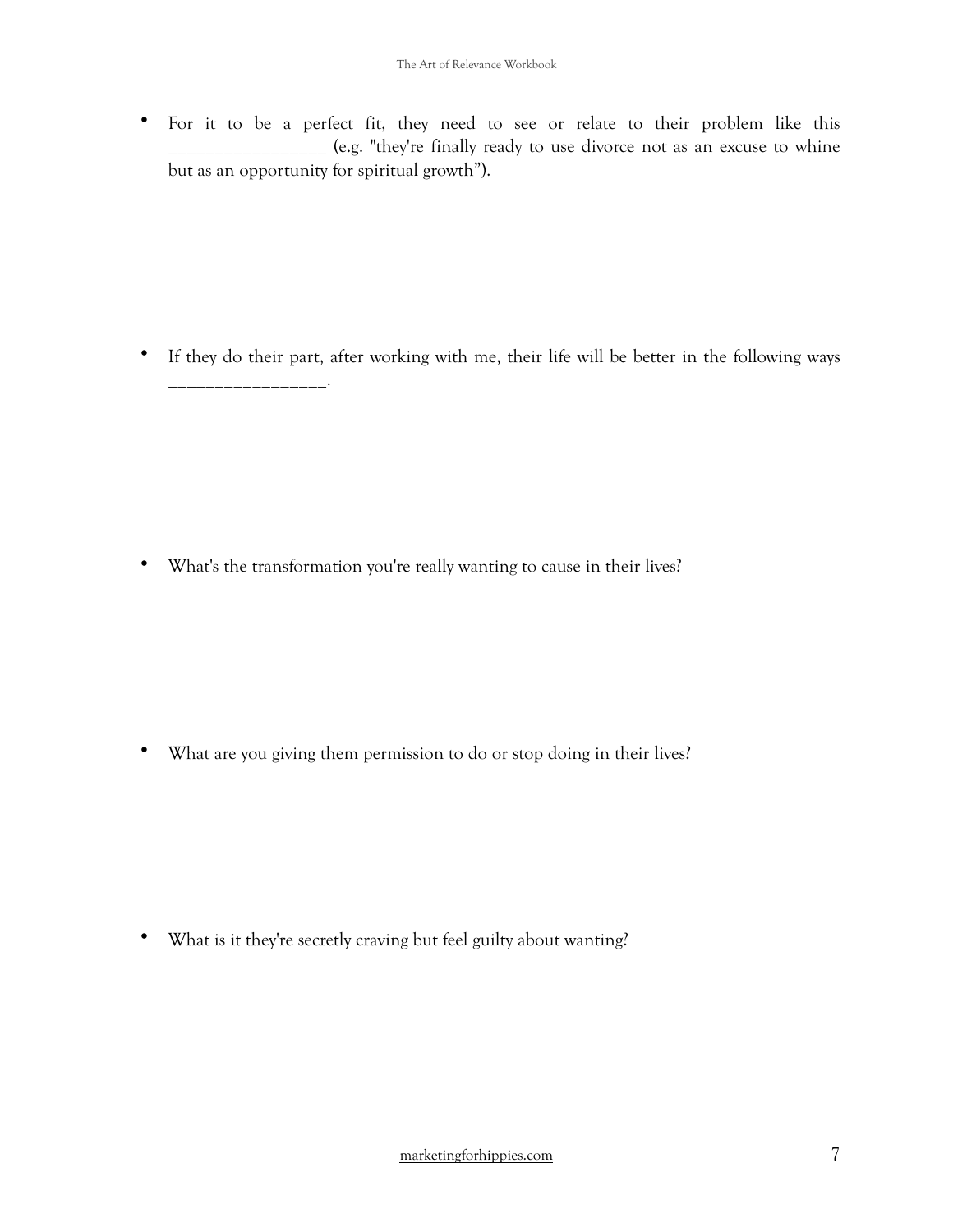- For it to be a perfect fit, they need to see or relate to their problem like this _________________ (e.g. "they're finally ready to use divorce not as an excuse to whine but as an opportunity for spiritual growth").

- If they do their part, after working with me, their life will be better in the following ways _________________.

- What's the transformation you're really wanting to cause in their lives?

- What are you giving them permission to do or stop doing in their lives?

- What is it they're secretly craving but feel guilty about wanting?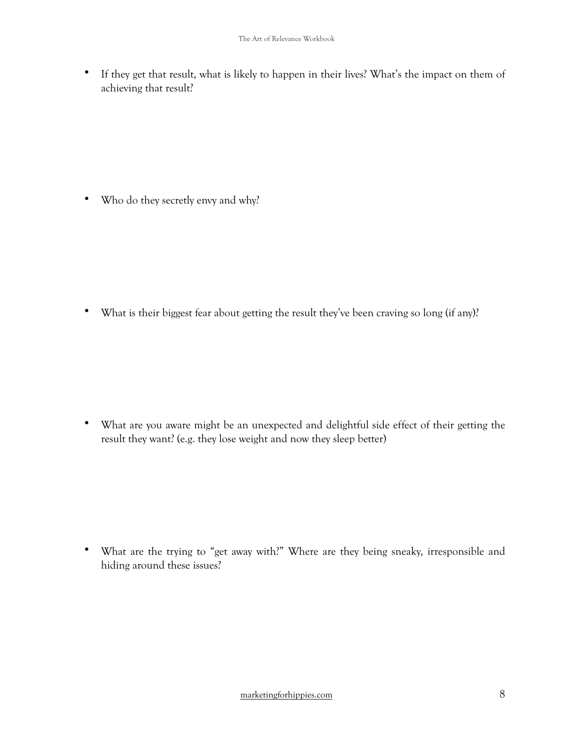- If they get that result, what is likely to happen in their lives? What's the impact on them of achieving that result?

- Who do they secretly envy and why?

- What is their biggest fear about getting the result they've been craving so long (if any)?

- What are you aware might be an unexpected and delightful side effect of their getting the result they want? (e.g. they lose weight and now they sleep better)

- What are the trying to "get away with?" Where are they being sneaky, irresponsible and hiding around these issues?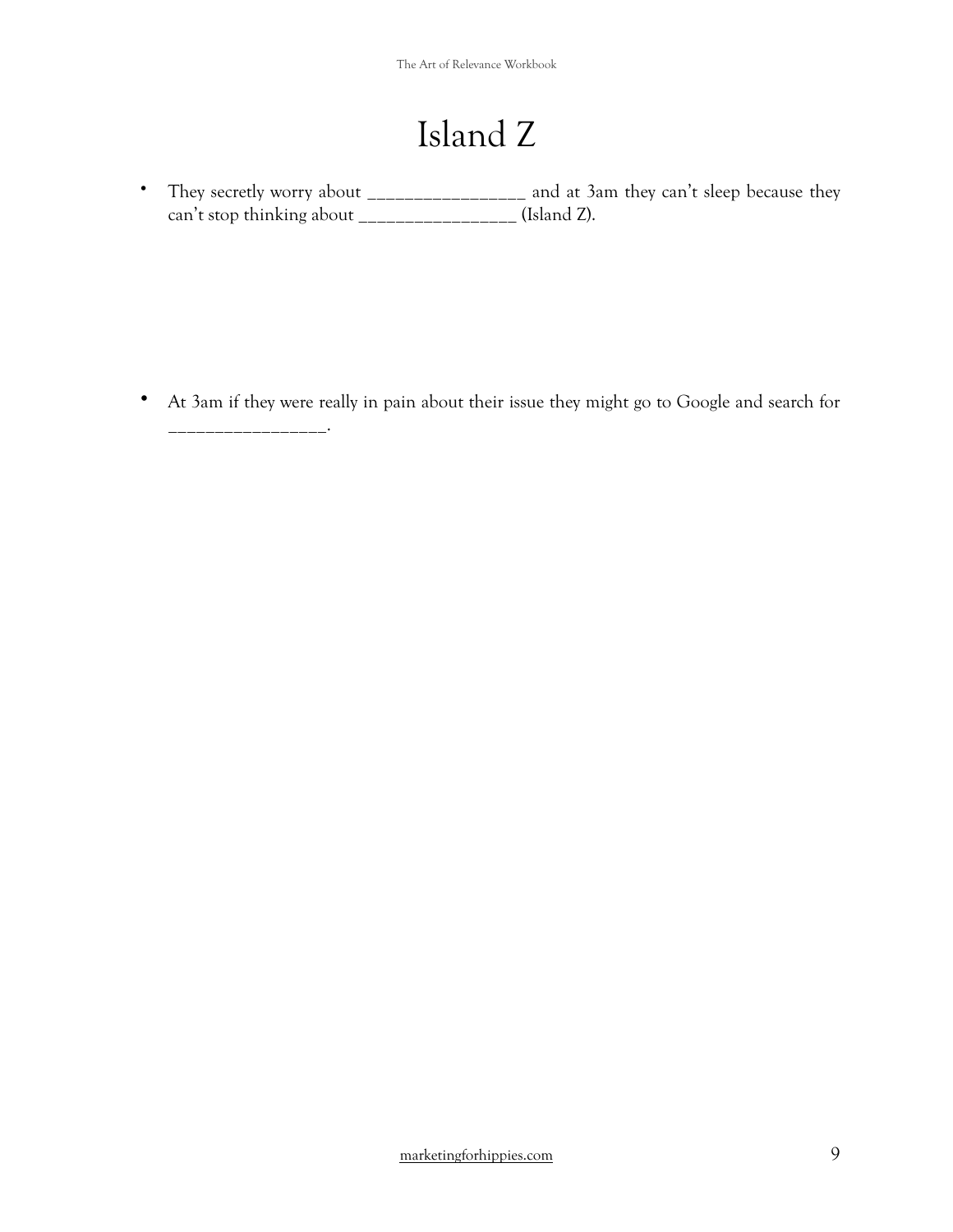# Island Z

- They secretly worry about _________________ and at 3am they can't sleep because they can't stop thinking about _________________ (Island Z).

- At 3am if they were really in pain about their issue they might go to Google and search for _________________.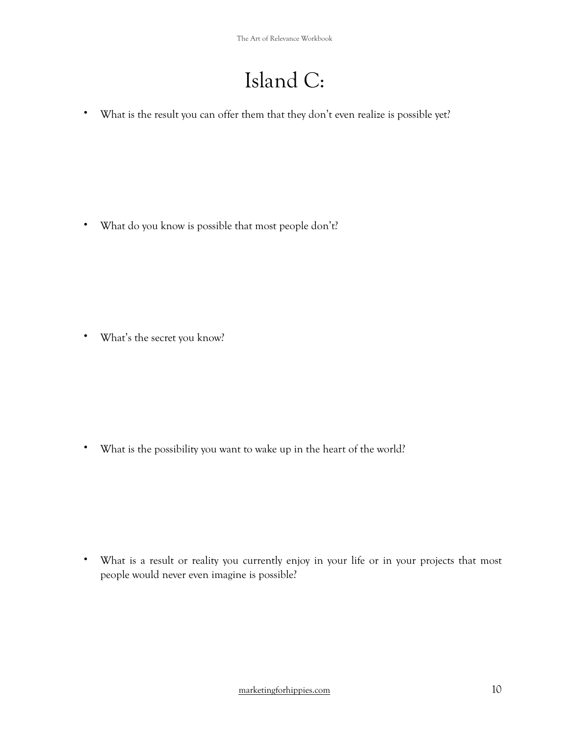# Island C:

- What is the result you can offer them that they don't even realize is possible yet?

- What do you know is possible that most people don't?

- What's the secret you know?

- What is the possibility you want to wake up in the heart of the world?

- What is a result or reality you currently enjoy in your life or in your projects that most people would never even imagine is possible?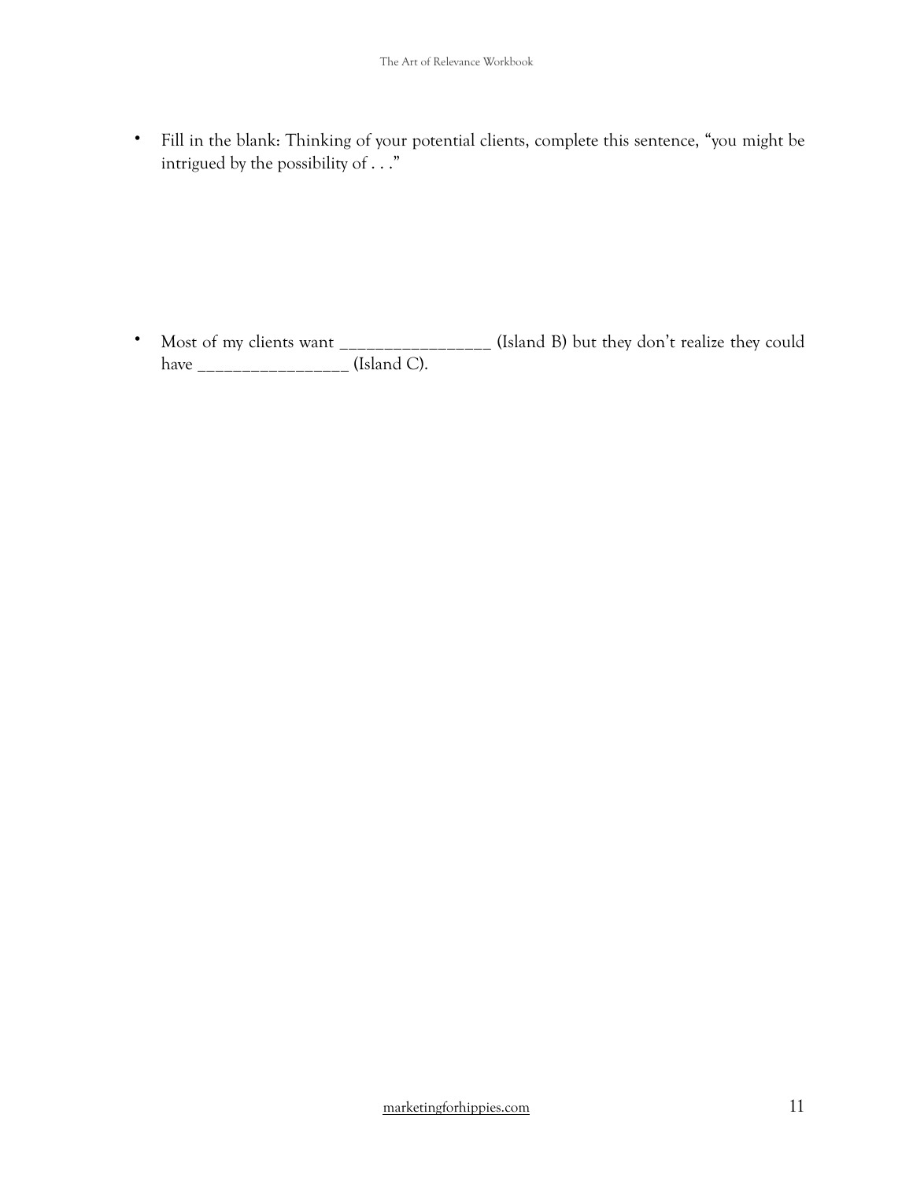- Fill in the blank: Thinking of your potential clients, complete this sentence, "you might be intrigued by the possibility of . . ."

- Most of my clients want _________________ (Island B) but they don't realize they could have _________________ (Island C).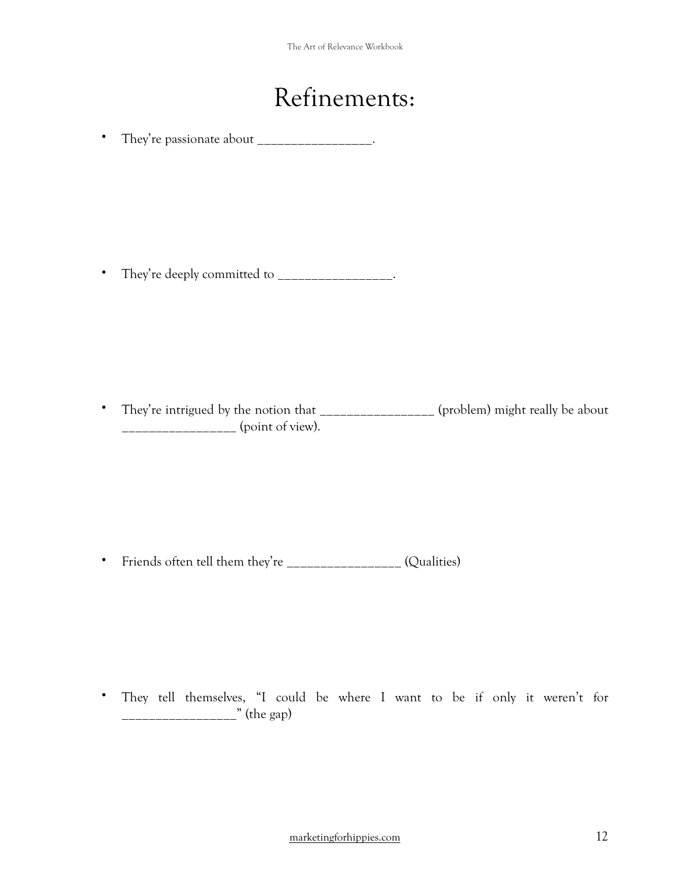# Refinements:

- They're passionate about _________________.

- They're deeply committed to _________________.

- They're intrigued by the notion that _________________ (problem) might really be about _________________ (point of view).

- Friends often tell them they're _________________ (Qualities)

- They tell themselves, "I could be where I want to be if only it weren't for _________________" (the gap)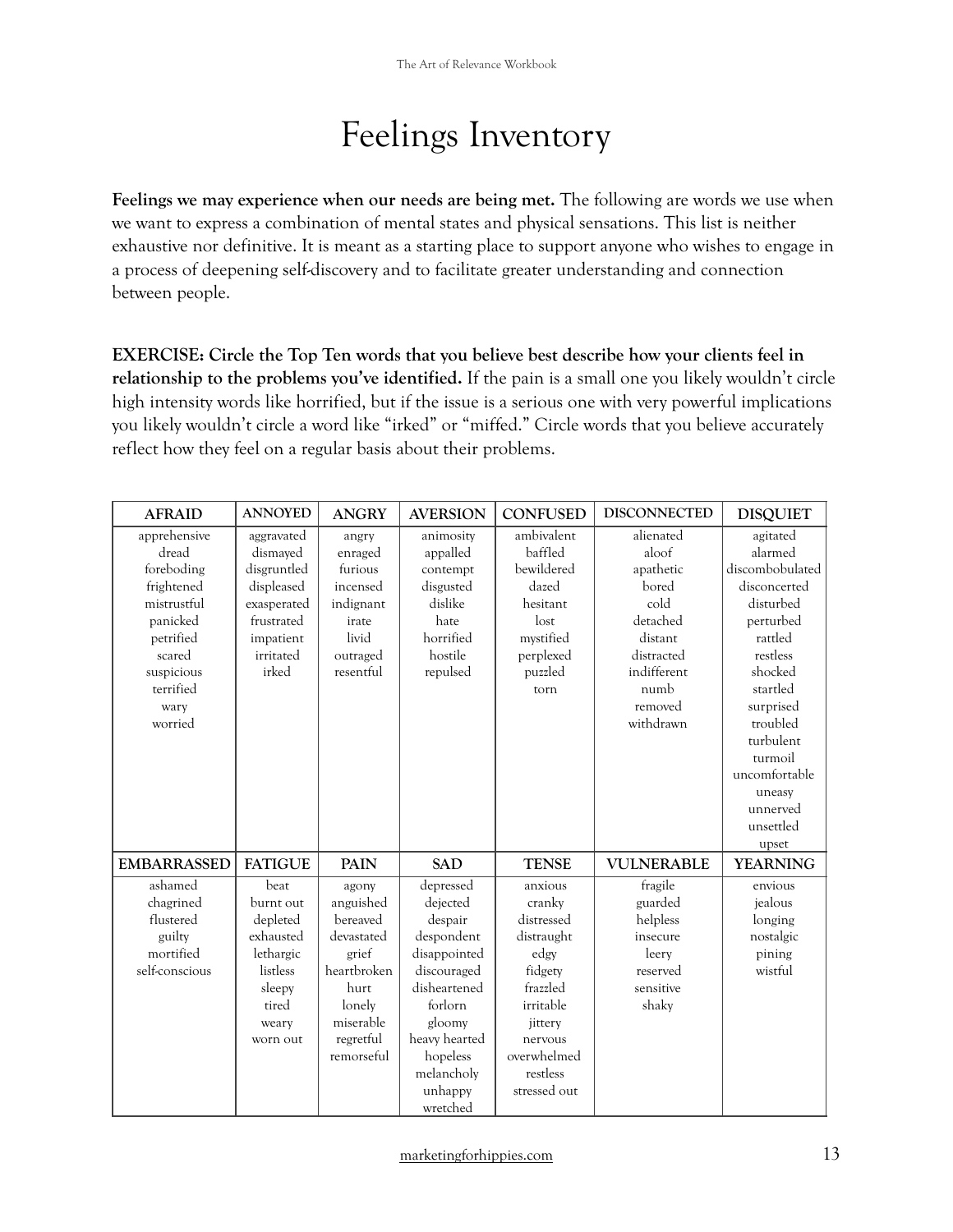# Feelings Inventory

**Feelings we may experience when our needs are being met.** The following are words we use when we want to express a combination of mental states and physical sensations. This list is neither exhaustive nor definitive. It is meant as a starting place to support anyone who wishes to engage in a process of deepening self-discovery and to facilitate greater understanding and connection between people.

**EXERCISE: Circle the Top Ten words that you believe best describe how your clients feel in relationship to the problems you've identified.** If the pain is a small one you likely wouldn't circle high intensity words like horrified, but if the issue is a serious one with very powerful implications you likely wouldn't circle a word like "irked" or "miffed." Circle words that you believe accurately reflect how they feel on a regular basis about their problems.

| AFRAID | ANNOYED | ANGRY | AVERSION | CONFUSED | DISCONNECTED | DISQUIET |
|---|---|---|---|---|---|---|
| apprehensive | aggravated | angry | animosity | ambivalent | alienated | agitated |
| dread | dismayed | enraged | appalled | baffled | aloof | alarmed |
| foreboding | disgruntled | furious | contempt | bewildered | apathetic | discombobulated |
| frightened | displeased | incensed | disgusted | dazed | bored | disconcerted |
| mistrustful | exasperated | indignant | dislike | hesitant | cold | disturbed |
| panicked | frustrated | irate | hate | lost | detached | perturbed |
| petrified | impatient | livid | horrified | mystified | distant | rattled |
| scared | irritated | outraged | hostile | perplexed | distracted | restless |
| suspicious | irked | resentful | repulsed | puzzled | indifferent | shocked |
| terrified | | | | torn | numb | startled |
| wary | | | | | removed | surprised |
| worried | | | | | withdrawn | troubled |
| | | | | | | turbulent |
| | | | | | | turmoil |
| | | | | | | uncomfortable |
| | | | | | | uneasy |
| | | | | | | unnerved |
| | | | | | | unsettled |
| | | | | | | upset |

| EMBARRASSED | FATIGUE | PAIN | SAD | TENSE | VULNERABLE | YEARNING |
|---|---|---|---|---|---|---|
| ashamed | beat | agony | depressed | anxious | fragile | envious |
| chagrined | burnt out | anguished | dejected | cranky | guarded | jealous |
| flustered | depleted | bereaved | despair | distressed | helpless | longing |
| guilty | exhausted | devastated | despondent | distraught | insecure | nostalgic |
| mortified | lethargic | grief | disappointed | edgy | leery | pining |
| self-conscious | listless | heartbroken | discouraged | fidgety | reserved | wistful |
| | sleepy | hurt | disheartened | frazzled | sensitive | |
| | tired | lonely | forlorn | irritable | shaky | |
| | weary | miserable | gloomy | jittery | | |
| | worn out | regretful | heavy hearted | nervous | | |
| | | remorseful | hopeless | overwhelmed | | |
| | | | melancholy | restless | | |
| | | | unhappy | stressed out | | |
| | | | wretched | | | |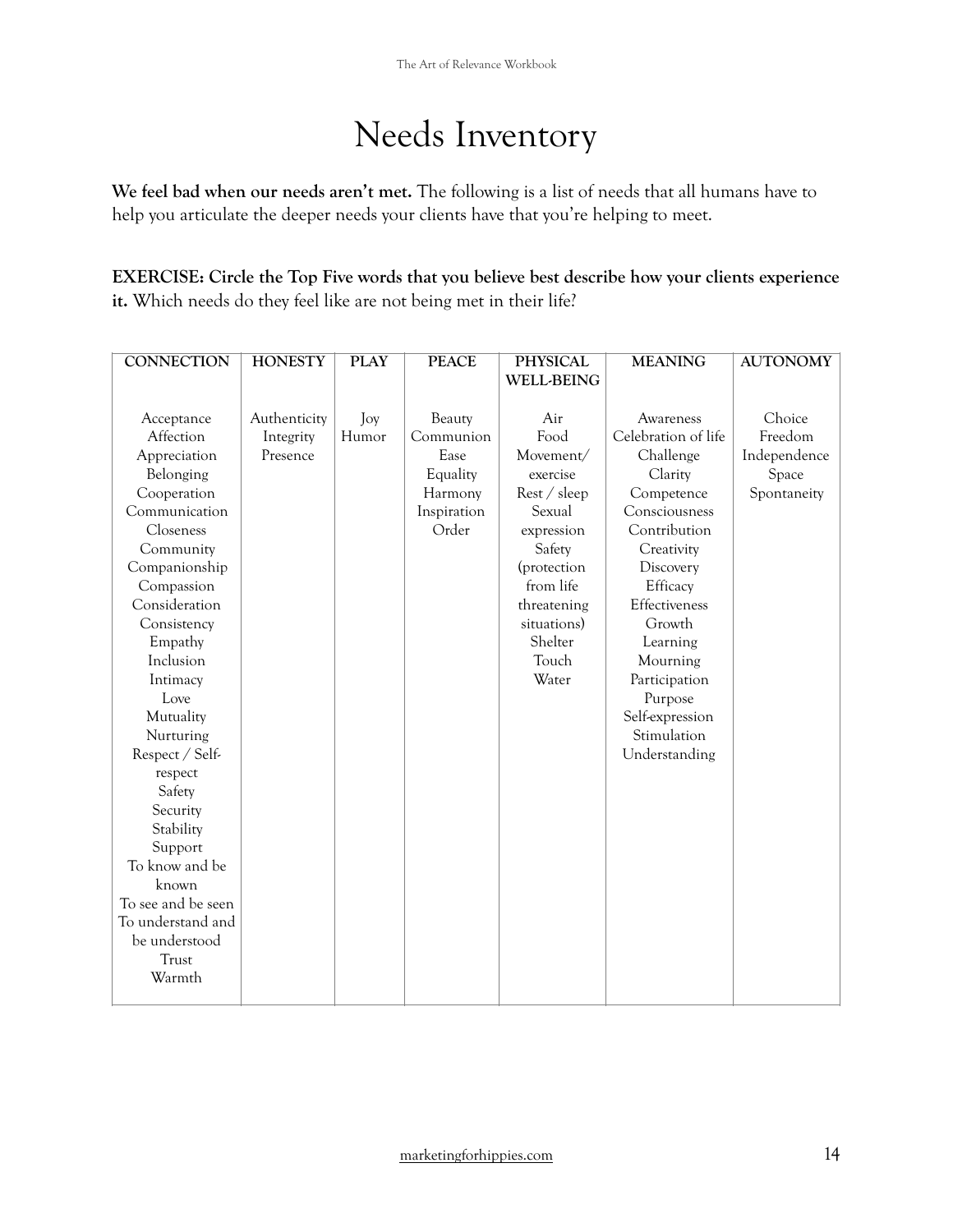# Needs Inventory

**We feel bad when our needs aren't met.** The following is a list of needs that all humans have to help you articulate the deeper needs your clients have that you're helping to meet.

**EXERCISE: Circle the Top Five words that you believe best describe how your clients experience it.** Which needs do they feel like are not being met in their life?

| CONNECTION | HONESTY | PLAY | PEACE | PHYSICAL WELL-BEING | MEANING | AUTONOMY |
|---|---|---|---|---|---|---|
| Acceptance<br>Affection<br>Appreciation<br>Belonging<br>Cooperation<br>Communication<br>Closeness<br>Community<br>Companionship<br>Compassion<br>Consideration<br>Consistency<br>Empathy<br>Inclusion<br>Intimacy<br>Love<br>Mutuality<br>Nurturing<br>Respect / Self-respect<br>Safety<br>Security<br>Stability<br>Support<br>To know and be known<br>To see and be seen<br>To understand and be understood<br>Trust<br>Warmth | Authenticity<br>Integrity<br>Presence | Joy<br>Humor | Beauty<br>Communion<br>Ease<br>Equality<br>Harmony<br>Inspiration<br>Order | Air<br>Food<br>Movement/ exercise<br>Rest / sleep<br>Sexual expression<br>Safety (protection from life threatening situations)<br>Shelter<br>Touch<br>Water | Awareness<br>Celebration of life<br>Challenge<br>Clarity<br>Competence<br>Consciousness<br>Contribution<br>Creativity<br>Discovery<br>Efficacy<br>Effectiveness<br>Growth<br>Learning<br>Mourning<br>Participation<br>Purpose<br>Self-expression<br>Stimulation<br>Understanding | Choice<br>Freedom<br>Independence<br>Space<br>Spontaneity |

marketingforhippies.com